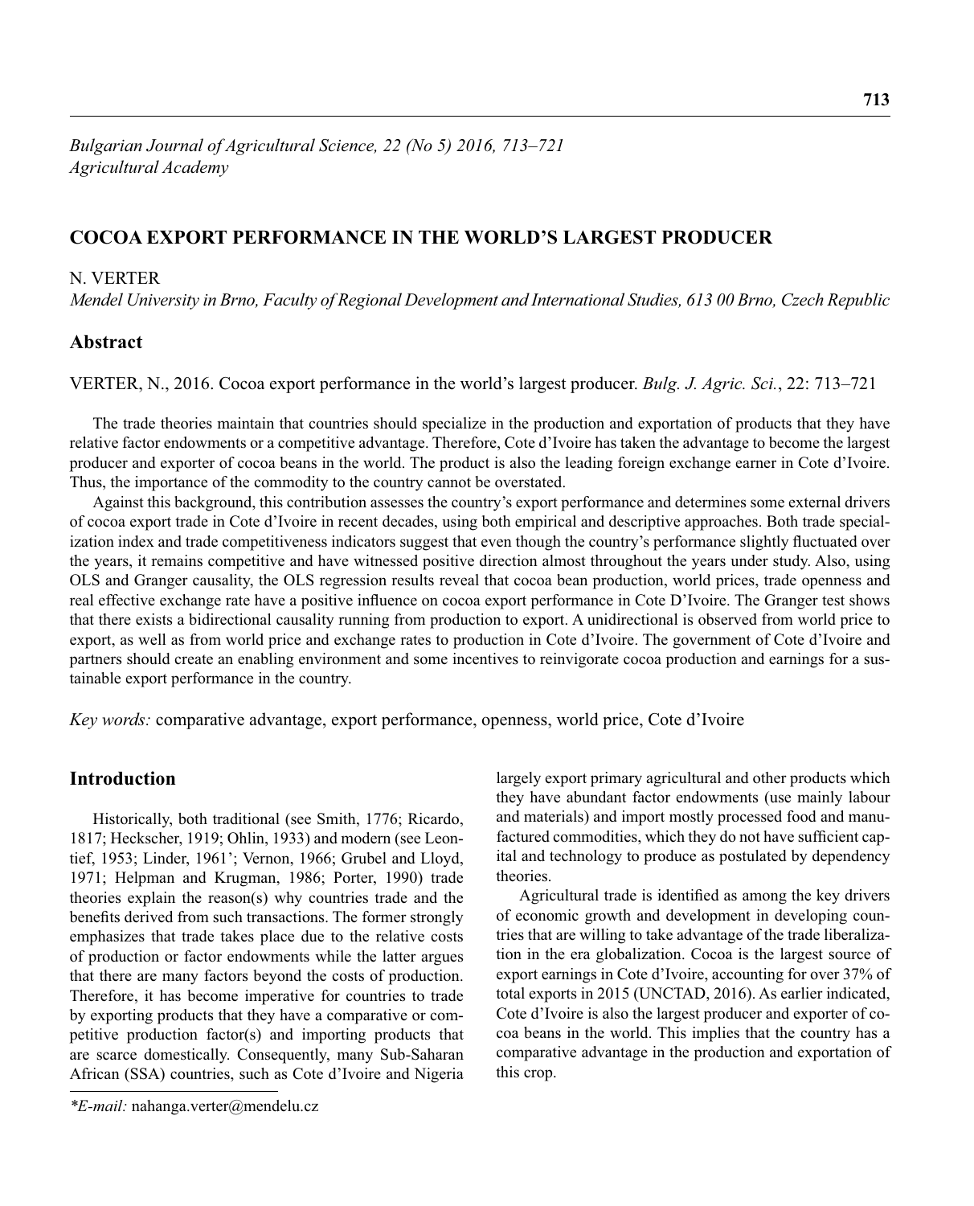# COCOA EXPORT PERFORMANCE IN THE WORLD'S LARGEST PRODUCER

N. VERTER

*Mendel University in Brno, Faculty of Regional Development and International Studies, 613 00 Brno, Czech Republic*

## Abstract

VERTER, N., 2016. Cocoa export performance in the world's largest producer. *Bulg. J. Agric. Sci.*, 22: 713–721

The trade theories maintain that countries should specialize in the production and exportation of products that they have relative factor endowments or a competitive advantage. Therefore, Cote d'Ivoire has taken the advantage to become the largest producer and exporter of cocoa beans in the world. The product is also the leading foreign exchange earner in Cote d'Ivoire. Thus, the importance of the commodity to the country cannot be overstated.

Against this background, this contribution assesses the country's export performance and determines some external drivers of cocoa export trade in Cote d'Ivoire in recent decades, using both empirical and descriptive approaches. Both trade specialization index and trade competitiveness indicators suggest that even though the country's performance slightly fluctuated over the years, it remains competitive and have witnessed positive direction almost throughout the years under study. Also, using OLS and Granger causality, the OLS regression results reveal that cocoa bean production, world prices, trade openness and real effective exchange rate have a positive influence on cocoa export performance in Cote D'Ivoire. The Granger test shows that there exists a bidirectional causality running from production to export. A unidirectional is observed from world price to export, as well as from world price and exchange rates to production in Cote d'Ivoire. The government of Cote d'Ivoire and partners should create an enabling environment and some incentives to reinvigorate cocoa production and earnings for a sustainable export performance in the country.

*Key words:* comparative advantage, export performance, openness, world price, Cote d'Ivoire

## Introduction

Historically, both traditional (see Smith, 1776; Ricardo, 1817; Heckscher, 1919; Ohlin, 1933) and modern (see Leontief, 1953; Linder, 1961'; Vernon, 1966; Grubel and Lloyd, 1971; Helpman and Krugman, 1986; Porter, 1990) trade theories explain the reason(s) why countries trade and the benefits derived from such transactions. The former strongly emphasizes that trade takes place due to the relative costs of production or factor endowments while the latter argues that there are many factors beyond the costs of production. Therefore, it has become imperative for countries to trade by exporting products that they have a comparative or competitive production factor(s) and importing products that are scarce domestically. Consequently, many Sub-Saharan African (SSA) countries, such as Cote d'Ivoire and Nigeria largely export primary agricultural and other products which they have abundant factor endowments (use mainly labour and materials) and import mostly processed food and manufactured commodities, which they do not have sufficient capital and technology to produce as postulated by dependency theories.

Agricultural trade is identified as among the key drivers of economic growth and development in developing countries that are willing to take advantage of the trade liberalization in the era globalization. Cocoa is the largest source of export earnings in Cote d'Ivoire, accounting for over 37% of total exports in 2015 (UNCTAD, 2016). As earlier indicated, Cote d'Ivoire is also the largest producer and exporter of cocoa beans in the world. This implies that the country has a comparative advantage in the production and exportation of this crop.

*E-mail:* nahanga.verter@mendelu.cz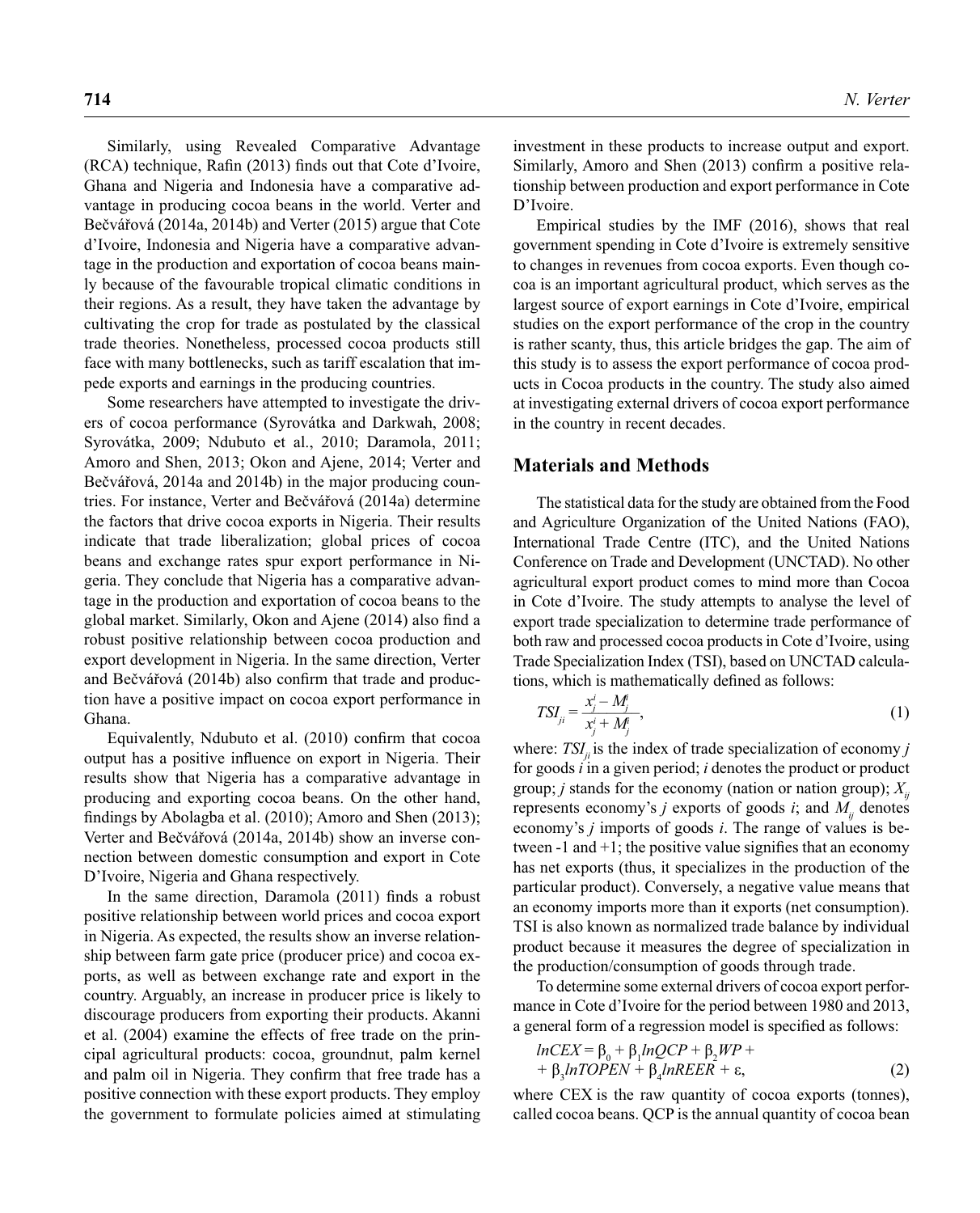Similarly, using Revealed Comparative Advantage (RCA) technique, Rafin (2013) finds out that Cote d'Ivoire, Ghana and Nigeria and Indonesia have a comparative advantage in producing cocoa beans in the world. Verter and Bečvářová (2014a, 2014b) and Verter (2015) argue that Cote d'Ivoire, Indonesia and Nigeria have a comparative advantage in the production and exportation of cocoa beans mainly because of the favourable tropical climatic conditions in their regions. As a result, they have taken the advantage by cultivating the crop for trade as postulated by the classical trade theories. Nonetheless, processed cocoa products still face with many bottlenecks, such as tariff escalation that impede exports and earnings in the producing countries.

Some researchers have attempted to investigate the drivers of cocoa performance (Syrovátka and Darkwah, 2008; Syrovátka, 2009; Ndubuto et al., 2010; Daramola, 2011; Amoro and Shen, 2013; Okon and Ajene, 2014; Verter and Bečvářová, 2014a and 2014b) in the major producing countries. For instance, Verter and Bečvářová (2014a) determine the factors that drive cocoa exports in Nigeria. Their results indicate that trade liberalization; global prices of cocoa beans and exchange rates spur export performance in Nigeria. They conclude that Nigeria has a comparative advantage in the production and exportation of cocoa beans to the global market. Similarly, Okon and Ajene (2014) also find a robust positive relationship between cocoa production and export development in Nigeria. In the same direction, Verter and Bečvářová (2014b) also confirm that trade and production have a positive impact on cocoa export performance in Ghana.

Equivalently, Ndubuto et al. (2010) confirm that cocoa output has a positive influence on export in Nigeria. Their results show that Nigeria has a comparative advantage in producing and exporting cocoa beans. On the other hand, findings by Abolagba et al. (2010); Amoro and Shen (2013); Verter and Bečvářová (2014a, 2014b) show an inverse connection between domestic consumption and export in Cote D'Ivoire, Nigeria and Ghana respectively.

In the same direction, Daramola (2011) finds a robust positive relationship between world prices and cocoa export in Nigeria. As expected, the results show an inverse relationship between farm gate price (producer price) and cocoa exports, as well as between exchange rate and export in the country. Arguably, an increase in producer price is likely to discourage producers from exporting their products. Akanni et al. (2004) examine the effects of free trade on the principal agricultural products: cocoa, groundnut, palm kernel and palm oil in Nigeria. They confirm that free trade has a positive connection with these export products. They employ the government to formulate policies aimed at stimulating investment in these products to increase output and export. Similarly, Amoro and Shen (2013) confirm a positive relationship between production and export performance in Cote D'Ivoire.

Empirical studies by the IMF (2016), shows that real government spending in Cote d'Ivoire is extremely sensitive to changes in revenues from cocoa exports. Even though cocoa is an important agricultural product, which serves as the largest source of export earnings in Cote d'Ivoire, empirical studies on the export performance of the crop in the country is rather scanty, thus, this article bridges the gap. The aim of this study is to assess the export performance of cocoa products in Cocoa products in the country. The study also aimed at investigating external drivers of cocoa export performance in the country in recent decades.

## Materials and Methods

The statistical data for the study are obtained from the Food and Agriculture Organization of the United Nations (FAO), International Trade Centre (ITC), and the United Nations Conference on Trade and Development (UNCTAD). No other agricultural export product comes to mind more than Cocoa in Cote d'Ivoire. The study attempts to analyse the level of export trade specialization to determine trade performance of both raw and processed cocoa products in Cote d'Ivoire, using Trade Specialization Index (TSI), based on UNCTAD calculations, which is mathematically defined as follows:

$$TSI_{ji} = \frac{x_j^i - M_j^i}{x_j^i + M_j^i}, \tag{1}$$

where: $TSI_{ji}$ is the index of trade specialization of economy $j$ for goods $i$ in a given period; $i$ denotes the product or product group; $j$ stands for the economy (nation or nation group); $X_{ij}$ represents economy's $j$ exports of goods $i$; and $M_{ij}$ denotes economy's $j$ imports of goods $i$. The range of values is between -1 and +1; the positive value signifies that an economy has net exports (thus, it specializes in the production of the particular product). Conversely, a negative value means that an economy imports more than it exports (net consumption). TSI is also known as normalized trade balance by individual product because it measures the degree of specialization in the production/consumption of goods through trade.

To determine some external drivers of cocoa export performance in Cote d'Ivoire for the period between 1980 and 2013, a general form of a regression model is specified as follows:

$$lnCEX = \beta_0 + \beta_1 lnQCP + \beta_2 WP + \beta_3 lnTOPEN + \beta_4 lnREER + \varepsilon, \tag{2}$$

where CEX is the raw quantity of cocoa exports (tonnes), called cocoa beans. QCP is the annual quantity of cocoa bean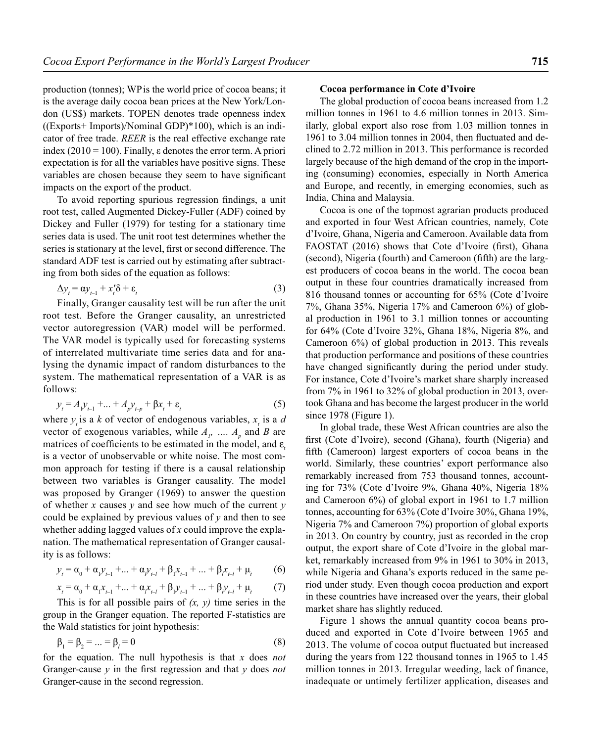production (tonnes); WP is the world price of cocoa beans; it is the average daily cocoa bean prices at the New York/London (US$) markets. TOPEN denotes trade openness index ((Exports+ Imports)/Nominal GDP)*100), which is an indicator of free trade. *REER* is the real effective exchange rate index (2010 = 100). Finally, ε denotes the error term. A priori expectation is for all the variables have positive signs. These variables are chosen because they seem to have significant impacts on the export of the product.

To avoid reporting spurious regression findings, a unit root test, called Augmented Dickey-Fuller (ADF) coined by Dickey and Fuller (1979) for testing for a stationary time series data is used. The unit root test determines whether the series is stationary at the level, first or second difference. The standard ADF test is carried out by estimating after subtracting from both sides of the equation as follows:

$$\Delta y_t = \alpha y_{t-1} + x_t'\delta + \varepsilon_t \tag{3}$$

Finally, Granger causality test will be run after the unit root test. Before the Granger causality, an unrestricted vector autoregression (VAR) model will be performed. The VAR model is typically used for forecasting systems of interrelated multivariate time series data and for analysing the dynamic impact of random disturbances to the system. The mathematical representation of a VAR is as follows:

$$y_t = A_1 y_{t-1} + ... + A_p y_{t-p} + \beta x_t + \varepsilon_t \tag{5}$$

where $y_t$ is a $k$ of vector of endogenous variables, $x_t$ is a $d$ vector of exogenous variables, while $A_1$, .... $A_p$ and $B$ are matrices of coefficients to be estimated in the model, and $\varepsilon_t$ is a vector of unobservable or white noise. The most common approach for testing if there is a causal relationship between two variables is Granger causality. The model was proposed by Granger (1969) to answer the question of whether $x$ causes $y$ and see how much of the current $y$ could be explained by previous values of $y$ and then to see whether adding lagged values of $x$ could improve the explanation. The mathematical representation of Granger causality is as follows:

$$y_t = \alpha_0 + \alpha_1 y_{t-1} + ... + \alpha_l y_{t-l} + \beta_1 x_{t-1} + ... + \beta_l x_{t-l} + \mu_t \tag{6}$$

$$x_t = \alpha_0 + \alpha_1 x_{t-1} + ... + \alpha_l x_{t-l} + \beta_1 y_{t-1} + ... + \beta_l y_{t-l} + \mu_t \tag{7}$$

This is for all possible pairs of *(x, y)* time series in the group in the Granger equation. The reported F-statistics are the Wald statistics for joint hypothesis:

$$\beta_1 = \beta_2 = ... = \beta_l = 0 \tag{8}$$

for the equation. The null hypothesis is that $x$ does *not* Granger-cause $y$ in the first regression and that $y$ does *not* Granger-cause in the second regression.

**Cocoa performance in Cote d'Ivoire**

The global production of cocoa beans increased from 1.2 million tonnes in 1961 to 4.6 million tonnes in 2013. Similarly, global export also rose from 1.03 million tonnes in 1961 to 3.04 million tonnes in 2004, then fluctuated and declined to 2.72 million in 2013. This performance is recorded largely because of the high demand of the crop in the importing (consuming) economies, especially in North America and Europe, and recently, in emerging economies, such as India, China and Malaysia.

Cocoa is one of the topmost agrarian products produced and exported in four West African countries, namely, Cote d'Ivoire, Ghana, Nigeria and Cameroon. Available data from FAOSTAT (2016) shows that Cote d'Ivoire (first), Ghana (second), Nigeria (fourth) and Cameroon (fifth) are the largest producers of cocoa beans in the world. The cocoa bean output in these four countries dramatically increased from 816 thousand tonnes or accounting for 65% (Cote d'Ivoire 7%, Ghana 35%, Nigeria 17% and Cameroon 6%) of global production in 1961 to 3.1 million tonnes or accounting for 64% (Cote d'Ivoire 32%, Ghana 18%, Nigeria 8%, and Cameroon 6%) of global production in 2013. This reveals that production performance and positions of these countries have changed significantly during the period under study. For instance, Cote d'Ivoire's market share sharply increased from 7% in 1961 to 32% of global production in 2013, overtook Ghana and has become the largest producer in the world since 1978 (Figure 1).

In global trade, these West African countries are also the first (Cote d'Ivoire), second (Ghana), fourth (Nigeria) and fifth (Cameroon) largest exporters of cocoa beans in the world. Similarly, these countries' export performance also remarkably increased from 753 thousand tonnes, accounting for 73% (Cote d'Ivoire 9%, Ghana 40%, Nigeria 18% and Cameroon 6%) of global export in 1961 to 1.7 million tonnes, accounting for 63% (Cote d'Ivoire 30%, Ghana 19%, Nigeria 7% and Cameroon 7%) proportion of global exports in 2013. On country by country, just as recorded in the crop output, the export share of Cote d'Ivoire in the global market, remarkably increased from 9% in 1961 to 30% in 2013, while Nigeria and Ghana's exports reduced in the same period under study. Even though cocoa production and export in these countries have increased over the years, their global market share has slightly reduced.

Figure 1 shows the annual quantity cocoa beans produced and exported in Cote d'Ivoire between 1965 and 2013. The volume of cocoa output fluctuated but increased during the years from 122 thousand tonnes in 1965 to 1.45 million tonnes in 2013. Irregular weeding, lack of finance, inadequate or untimely fertilizer application, diseases and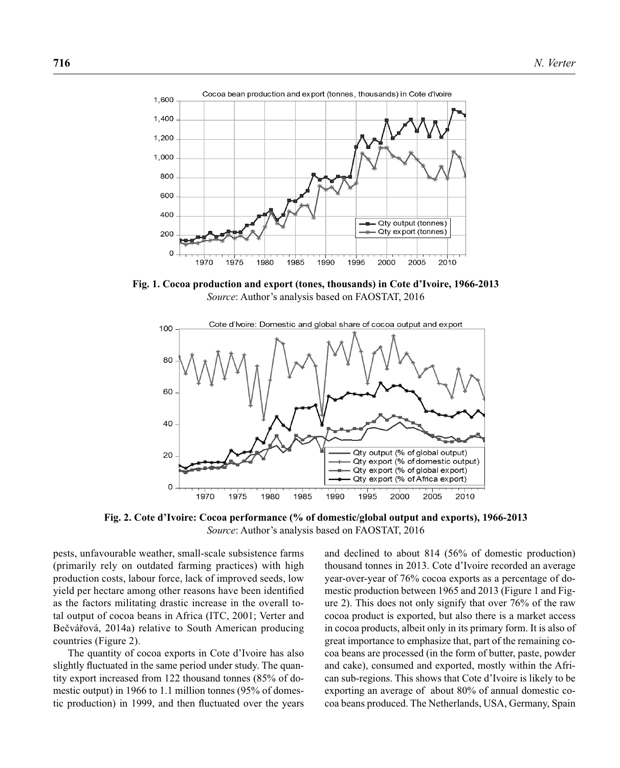**Fig. 1. Cocoa production and export (tones, thousands) in Cote d'Ivoire, 1966-2013**
*Source*: Author's analysis based on FAOSTAT, 2016

**Fig. 2. Cote d'Ivoire: Cocoa performance (% of domestic/global output and exports), 1966-2013**
*Source*: Author's analysis based on FAOSTAT, 2016

pests, unfavourable weather, small-scale subsistence farms (primarily rely on outdated farming practices) with high production costs, labour force, lack of improved seeds, low yield per hectare among other reasons have been identified as the factors militating drastic increase in the overall total output of cocoa beans in Africa (ITC, 2001; Verter and Bečvářová, 2014a) relative to South American producing countries (Figure 2).

The quantity of cocoa exports in Cote d'Ivoire has also slightly fluctuated in the same period under study. The quantity export increased from 122 thousand tonnes (85% of domestic output) in 1966 to 1.1 million tonnes (95% of domestic production) in 1999, and then fluctuated over the years and declined to about 814 (56% of domestic production) thousand tonnes in 2013. Cote d'Ivoire recorded an average year-over-year of 76% cocoa exports as a percentage of domestic production between 1965 and 2013 (Figure 1 and Figure 2). This does not only signify that over 76% of the raw cocoa product is exported, but also there is a market access in cocoa products, albeit only in its primary form. It is also of great importance to emphasize that, part of the remaining cocoa beans are processed (in the form of butter, paste, powder and cake), consumed and exported, mostly within the African sub-regions. This shows that Cote d'Ivoire is likely to be exporting an average of about 80% of annual domestic cocoa beans produced. The Netherlands, USA, Germany, Spain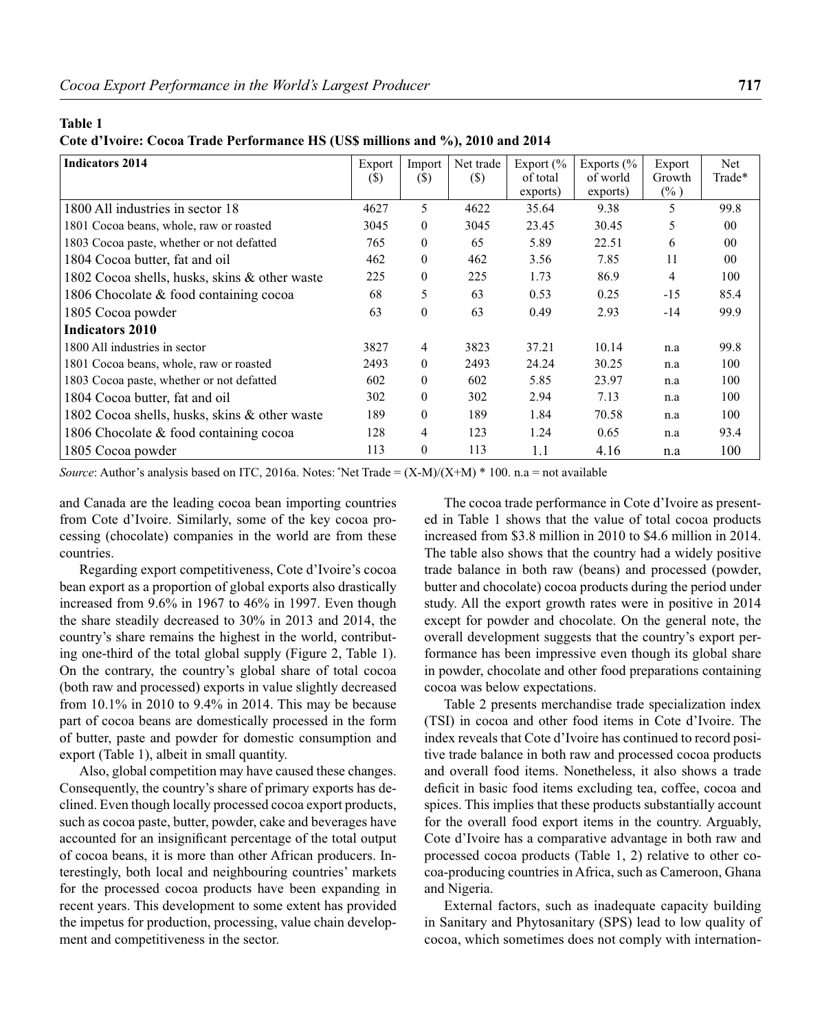**Table 1**
**Cote d'Ivoire: Cocoa Trade Performance HS (US$ millions and %), 2010 and 2014**

| Indicators 2014 | Export ($) | Import ($) | Net trade ($) | Export (% of total exports) | Exports (% of world exports) | Export Growth (% ) | Net Trade* |
|---|---|---|---|---|---|---|---|
| 1800 All industries in sector 18 | 4627 | 5 | 4622 | 35.64 | 9.38 | 5 | 99.8 |
| 1801 Cocoa beans, whole, raw or roasted | 3045 | 0 | 3045 | 23.45 | 30.45 | 5 | 00 |
| 1803 Cocoa paste, whether or not defatted | 765 | 0 | 65 | 5.89 | 22.51 | 6 | 00 |
| 1804 Cocoa butter, fat and oil | 462 | 0 | 462 | 3.56 | 7.85 | 11 | 00 |
| 1802 Cocoa shells, husks, skins & other waste | 225 | 0 | 225 | 1.73 | 86.9 | 4 | 100 |
| 1806 Chocolate & food containing cocoa | 68 | 5 | 63 | 0.53 | 0.25 | -15 | 85.4 |
| 1805 Cocoa powder | 63 | 0 | 63 | 0.49 | 2.93 | -14 | 99.9 |
| **Indicators 2010** | | | | | | | |
| 1800 All industries in sector | 3827 | 4 | 3823 | 37.21 | 10.14 | n.a | 99.8 |
| 1801 Cocoa beans, whole, raw or roasted | 2493 | 0 | 2493 | 24.24 | 30.25 | n.a | 100 |
| 1803 Cocoa paste, whether or not defatted | 602 | 0 | 602 | 5.85 | 23.97 | n.a | 100 |
| 1804 Cocoa butter, fat and oil | 302 | 0 | 302 | 2.94 | 7.13 | n.a | 100 |
| 1802 Cocoa shells, husks, skins & other waste | 189 | 0 | 189 | 1.84 | 70.58 | n.a | 100 |
| 1806 Chocolate & food containing cocoa | 128 | 4 | 123 | 1.24 | 0.65 | n.a | 93.4 |
| 1805 Cocoa powder | 113 | 0 | 113 | 1.1 | 4.16 | n.a | 100 |

*Source*: Author's analysis based on ITC, 2016a. Notes: *Net Trade = (X-M)/(X+M) * 100. n.a = not available

and Canada are the leading cocoa bean importing countries from Cote d'Ivoire. Similarly, some of the key cocoa processing (chocolate) companies in the world are from these countries.

Regarding export competitiveness, Cote d'Ivoire's cocoa bean export as a proportion of global exports also drastically increased from 9.6% in 1967 to 46% in 1997. Even though the share steadily decreased to 30% in 2013 and 2014, the country's share remains the highest in the world, contributing one-third of the total global supply (Figure 2, Table 1). On the contrary, the country's global share of total cocoa (both raw and processed) exports in value slightly decreased from 10.1% in 2010 to 9.4% in 2014. This may be because part of cocoa beans are domestically processed in the form of butter, paste and powder for domestic consumption and export (Table 1), albeit in small quantity.

Also, global competition may have caused these changes. Consequently, the country's share of primary exports has declined. Even though locally processed cocoa export products, such as cocoa paste, butter, powder, cake and beverages have accounted for an insignificant percentage of the total output of cocoa beans, it is more than other African producers. Interestingly, both local and neighbouring countries' markets for the processed cocoa products have been expanding in recent years. This development to some extent has provided the impetus for production, processing, value chain development and competitiveness in the sector.

The cocoa trade performance in Cote d'Ivoire as presented in Table 1 shows that the value of total cocoa products increased from $3.8 million in 2010 to $4.6 million in 2014. The table also shows that the country had a widely positive trade balance in both raw (beans) and processed (powder, butter and chocolate) cocoa products during the period under study. All the export growth rates were in positive in 2014 except for powder and chocolate. On the general note, the overall development suggests that the country's export performance has been impressive even though its global share in powder, chocolate and other food preparations containing cocoa was below expectations.

Table 2 presents merchandise trade specialization index (TSI) in cocoa and other food items in Cote d'Ivoire. The index reveals that Cote d'Ivoire has continued to record positive trade balance in both raw and processed cocoa products and overall food items. Nonetheless, it also shows a trade deficit in basic food items excluding tea, coffee, cocoa and spices. This implies that these products substantially account for the overall food export items in the country. Arguably, Cote d'Ivoire has a comparative advantage in both raw and processed cocoa products (Table 1, 2) relative to other cocoa-producing countries in Africa, such as Cameroon, Ghana and Nigeria.

External factors, such as inadequate capacity building in Sanitary and Phytosanitary (SPS) lead to low quality of cocoa, which sometimes does not comply with internation-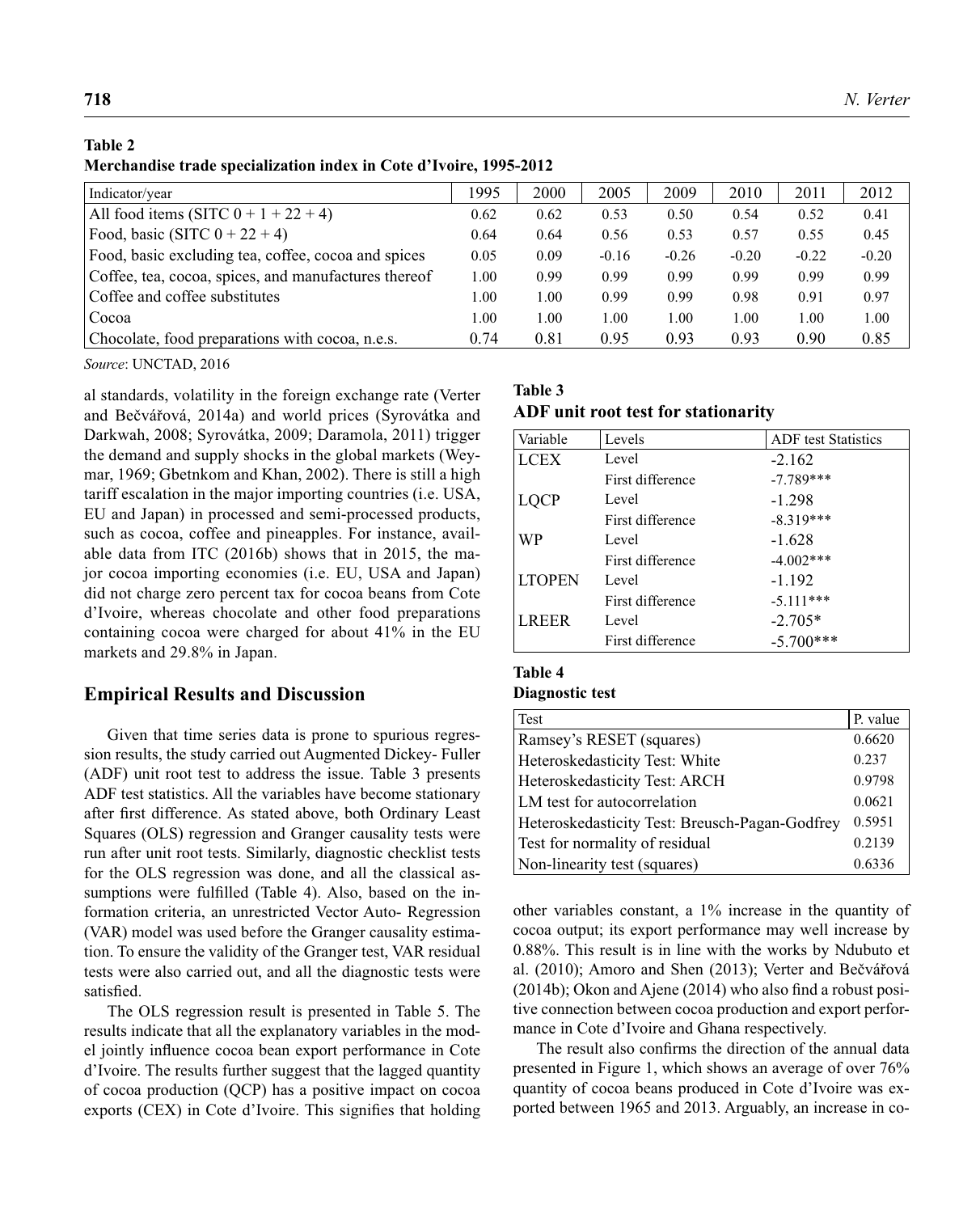**Table 2**
**Merchandise trade specialization index in Cote d'Ivoire, 1995-2012**

| Indicator/year | 1995 | 2000 | 2005 | 2009 | 2010 | 2011 | 2012 |
|---|---|---|---|---|---|---|---|
| All food items (SITC 0 + 1 + 22 + 4) | 0.62 | 0.62 | 0.53 | 0.50 | 0.54 | 0.52 | 0.41 |
| Food, basic (SITC 0 + 22 + 4) | 0.64 | 0.64 | 0.56 | 0.53 | 0.57 | 0.55 | 0.45 |
| Food, basic excluding tea, coffee, cocoa and spices | 0.05 | 0.09 | -0.16 | -0.26 | -0.20 | -0.22 | -0.20 |
| Coffee, tea, cocoa, spices, and manufactures thereof | 1.00 | 0.99 | 0.99 | 0.99 | 0.99 | 0.99 | 0.99 |
| Coffee and coffee substitutes | 1.00 | 1.00 | 0.99 | 0.99 | 0.98 | 0.91 | 0.97 |
| Cocoa | 1.00 | 1.00 | 1.00 | 1.00 | 1.00 | 1.00 | 1.00 |
| Chocolate, food preparations with cocoa, n.e.s. | 0.74 | 0.81 | 0.95 | 0.93 | 0.93 | 0.90 | 0.85 |

*Source*: UNCTAD, 2016

al standards, volatility in the foreign exchange rate (Verter and Bečvářová, 2014a) and world prices (Syrovátka and Darkwah, 2008; Syrovátka, 2009; Daramola, 2011) trigger the demand and supply shocks in the global markets (Weymar, 1969; Gbetnkom and Khan, 2002). There is still a high tariff escalation in the major importing countries (i.e. USA, EU and Japan) in processed and semi-processed products, such as cocoa, coffee and pineapples. For instance, available data from ITC (2016b) shows that in 2015, the major cocoa importing economies (i.e. EU, USA and Japan) did not charge zero percent tax for cocoa beans from Cote d'Ivoire, whereas chocolate and other food preparations containing cocoa were charged for about 41% in the EU markets and 29.8% in Japan.

## Empirical Results and Discussion

Given that time series data is prone to spurious regression results, the study carried out Augmented Dickey- Fuller (ADF) unit root test to address the issue. Table 3 presents ADF test statistics. All the variables have become stationary after first difference. As stated above, both Ordinary Least Squares (OLS) regression and Granger causality tests were run after unit root tests. Similarly, diagnostic checklist tests for the OLS regression was done, and all the classical assumptions were fulfilled (Table 4). Also, based on the information criteria, an unrestricted Vector Auto- Regression (VAR) model was used before the Granger causality estimation. To ensure the validity of the Granger test, VAR residual tests were also carried out, and all the diagnostic tests were satisfied.

The OLS regression result is presented in Table 5. The results indicate that all the explanatory variables in the model jointly influence cocoa bean export performance in Cote d'Ivoire. The results further suggest that the lagged quantity of cocoa production (QCP) has a positive impact on cocoa exports (CEX) in Cote d'Ivoire. This signifies that holding other variables constant, a 1% increase in the quantity of cocoa output; its export performance may well increase by 0.88%. This result is in line with the works by Ndubuto et al. (2010); Amoro and Shen (2013); Verter and Bečvářová (2014b); Okon and Ajene (2014) who also find a robust positive connection between cocoa production and export performance in Cote d'Ivoire and Ghana respectively.

The result also confirms the direction of the annual data presented in Figure 1, which shows an average of over 76% quantity of cocoa beans produced in Cote d'Ivoire was exported between 1965 and 2013. Arguably, an increase in co-

**Table 3**
**ADF unit root test for stationarity**

| Variable | Levels | ADF test Statistics |
|---|---|---|
| LCEX | Level | -2.162 |
| | First difference | -7.789*** |
| LQCP | Level | -1.298 |
| | First difference | -8.319*** |
| WP | Level | -1.628 |
| | First difference | -4.002*** |
| LTOPEN | Level | -1.192 |
| | First difference | -5.111*** |
| LREER | Level | -2.705* |
| | First difference | -5.700*** |

**Table 4**
**Diagnostic test**

| Test | P. value |
|---|---|
| Ramsey's RESET (squares) | 0.6620 |
| Heteroskedasticity Test: White | 0.237 |
| Heteroskedasticity Test: ARCH | 0.9798 |
| LM test for autocorrelation | 0.0621 |
| Heteroskedasticity Test: Breusch-Pagan-Godfrey | 0.5951 |
| Test for normality of residual | 0.2139 |
| Non-linearity test (squares) | 0.6336 |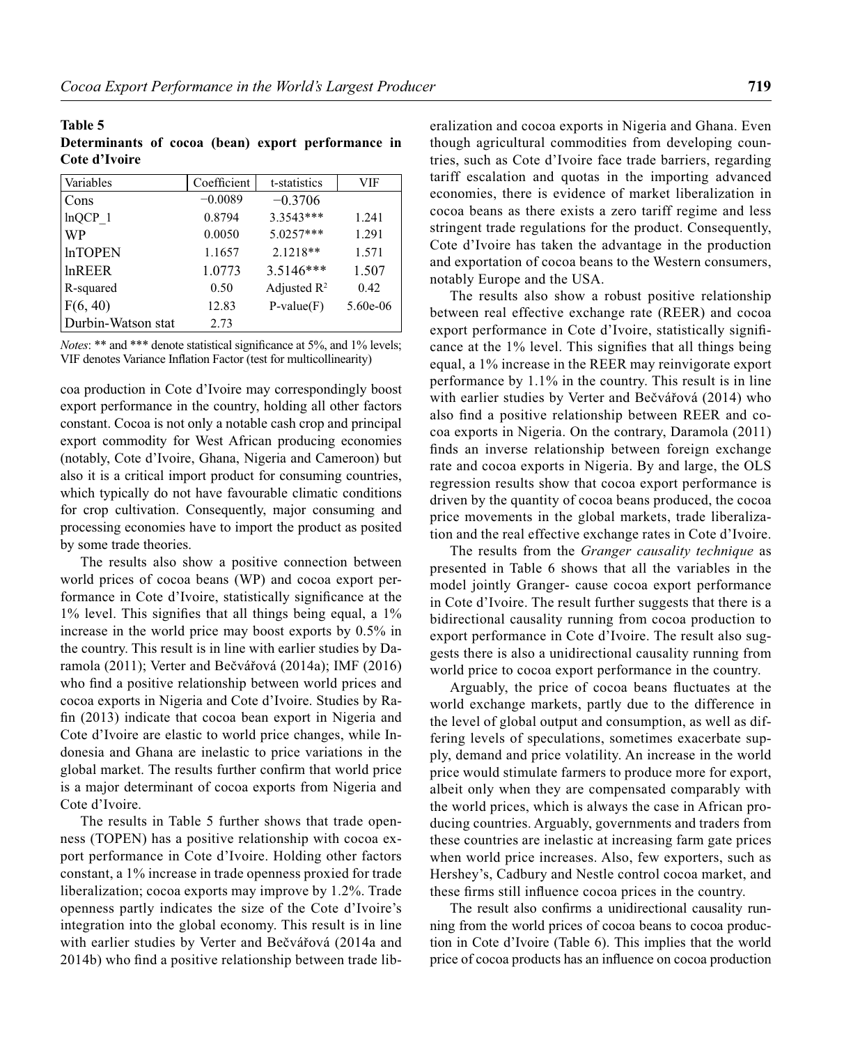**Table 5**
**Determinants of cocoa (bean) export performance in Cote d'Ivoire**

| Variables | Coefficient | t-statistics | VIF |
|---|---|---|---|
| Cons | −0.0089 | −0.3706 | |
| lnQCP_1 | 0.8794 | 3.3543*** | 1.241 |
| WP | 0.0050 | 5.0257*** | 1.291 |
| lnTOPEN | 1.1657 | 2.1218** | 1.571 |
| lnREER | 1.0773 | 3.5146*** | 1.507 |
| R-squared | 0.50 | Adjusted $R^2$ | 0.42 |
| F(6, 40) | 12.83 | P-value(F) | 5.60e-06 |
| Durbin-Watson stat | 2.73 | | |

*Notes*: ** and *** denote statistical significance at 5%, and 1% levels; VIF denotes Variance Inflation Factor (test for multicollinearity)

coa production in Cote d'Ivoire may correspondingly boost export performance in the country, holding all other factors constant. Cocoa is not only a notable cash crop and principal export commodity for West African producing economies (notably, Cote d'Ivoire, Ghana, Nigeria and Cameroon) but also it is a critical import product for consuming countries, which typically do not have favourable climatic conditions for crop cultivation. Consequently, major consuming and processing economies have to import the product as posited by some trade theories.

The results also show a positive connection between world prices of cocoa beans (WP) and cocoa export performance in Cote d'Ivoire, statistically significance at the 1% level. This signifies that all things being equal, a 1% increase in the world price may boost exports by 0.5% in the country. This result is in line with earlier studies by Daramola (2011); Verter and Bečvářová (2014a); IMF (2016) who find a positive relationship between world prices and cocoa exports in Nigeria and Cote d'Ivoire. Studies by Rafin (2013) indicate that cocoa bean export in Nigeria and Cote d'Ivoire are elastic to world price changes, while Indonesia and Ghana are inelastic to price variations in the global market. The results further confirm that world price is a major determinant of cocoa exports from Nigeria and Cote d'Ivoire.

The results in Table 5 further shows that trade openness (TOPEN) has a positive relationship with cocoa export performance in Cote d'Ivoire. Holding other factors constant, a 1% increase in trade openness proxied for trade liberalization; cocoa exports may improve by 1.2%. Trade openness partly indicates the size of the Cote d'Ivoire's integration into the global economy. This result is in line with earlier studies by Verter and Bečvářová (2014a and 2014b) who find a positive relationship between trade liberalization and cocoa exports in Nigeria and Ghana. Even though agricultural commodities from developing countries, such as Cote d'Ivoire face trade barriers, regarding tariff escalation and quotas in the importing advanced economies, there is evidence of market liberalization in cocoa beans as there exists a zero tariff regime and less stringent trade regulations for the product. Consequently, Cote d'Ivoire has taken the advantage in the production and exportation of cocoa beans to the Western consumers, notably Europe and the USA.

The results also show a robust positive relationship between real effective exchange rate (REER) and cocoa export performance in Cote d'Ivoire, statistically significance at the 1% level. This signifies that all things being equal, a 1% increase in the REER may reinvigorate export performance by 1.1% in the country. This result is in line with earlier studies by Verter and Bečvářová (2014) who also find a positive relationship between REER and cocoa exports in Nigeria. On the contrary, Daramola (2011) finds an inverse relationship between foreign exchange rate and cocoa exports in Nigeria. By and large, the OLS regression results show that cocoa export performance is driven by the quantity of cocoa beans produced, the cocoa price movements in the global markets, trade liberalization and the real effective exchange rates in Cote d'Ivoire.

The results from the *Granger causality technique* as presented in Table 6 shows that all the variables in the model jointly Granger- cause cocoa export performance in Cote d'Ivoire. The result further suggests that there is a bidirectional causality running from cocoa production to export performance in Cote d'Ivoire. The result also suggests there is also a unidirectional causality running from world price to cocoa export performance in the country.

Arguably, the price of cocoa beans fluctuates at the world exchange markets, partly due to the difference in the level of global output and consumption, as well as differing levels of speculations, sometimes exacerbate supply, demand and price volatility. An increase in the world price would stimulate farmers to produce more for export, albeit only when they are compensated comparably with the world prices, which is always the case in African producing countries. Arguably, governments and traders from these countries are inelastic at increasing farm gate prices when world price increases. Also, few exporters, such as Hershey's, Cadbury and Nestle control cocoa market, and these firms still influence cocoa prices in the country.

The result also confirms a unidirectional causality running from the world prices of cocoa beans to cocoa production in Cote d'Ivoire (Table 6). This implies that the world price of cocoa products has an influence on cocoa production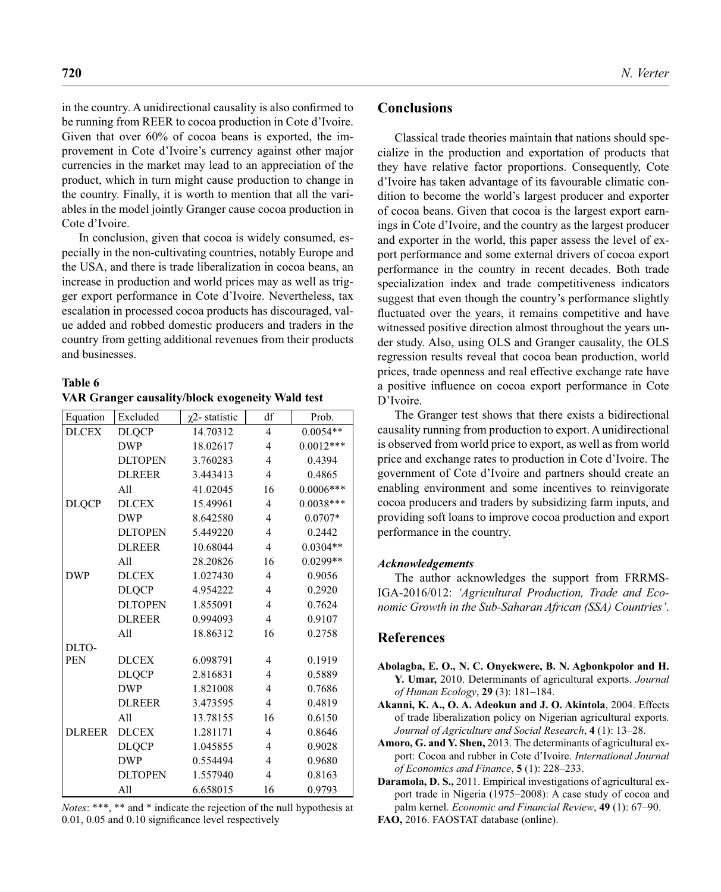in the country. A unidirectional causality is also confirmed to be running from REER to cocoa production in Cote d'Ivoire. Given that over 60% of cocoa beans is exported, the improvement in Cote d'Ivoire's currency against other major currencies in the market may lead to an appreciation of the product, which in turn might cause production to change in the country. Finally, it is worth to mention that all the variables in the model jointly Granger cause cocoa production in Cote d'Ivoire.

In conclusion, given that cocoa is widely consumed, especially in the non-cultivating countries, notably Europe and the USA, and there is trade liberalization in cocoa beans, an increase in production and world prices may as well as trigger export performance in Cote d'Ivoire. Nevertheless, tax escalation in processed cocoa products has discouraged, value added and robbed domestic producers and traders in the country from getting additional revenues from their products and businesses.

**Table 6**
**VAR Granger causality/block exogeneity Wald test**

| Equation | Excluded | $\chi$2- statistic | df | Prob. |
|---|---|---|---|---|
| DLCEX | DLQCP | 14.70312 | 4 | 0.0054** |
| | DWP | 18.02617 | 4 | 0.0012*** |
| | DLTOPEN | 3.760283 | 4 | 0.4394 |
| | DLREER | 3.443413 | 4 | 0.4865 |
| | All | 41.02045 | 16 | 0.0006*** |
| DLQCP | DLCEX | 15.49961 | 4 | 0.0038*** |
| | DWP | 8.642580 | 4 | 0.0707* |
| | DLTOPEN | 5.449220 | 4 | 0.2442 |
| | DLREER | 10.68044 | 4 | 0.0304** |
| | All | 28.20826 | 16 | 0.0299** |
| DWP | DLCEX | 1.027430 | 4 | 0.9056 |
| | DLQCP | 4.954222 | 4 | 0.2920 |
| | DLTOPEN | 1.855091 | 4 | 0.7624 |
| | DLREER | 0.994093 | 4 | 0.9107 |
| | All | 18.86312 | 16 | 0.2758 |
| DLTOPEN | DLCEX | 6.098791 | 4 | 0.1919 |
| | DLQCP | 2.816831 | 4 | 0.5889 |
| | DWP | 1.821008 | 4 | 0.7686 |
| | DLREER | 3.473595 | 4 | 0.4819 |
| | All | 13.78155 | 16 | 0.6150 |
| DLREER | DLCEX | 1.281171 | 4 | 0.8646 |
| | DLQCP | 1.045855 | 4 | 0.9028 |
| | DWP | 0.554494 | 4 | 0.9680 |
| | DLTOPEN | 1.557940 | 4 | 0.8163 |
| | All | 6.658015 | 16 | 0.9793 |

*Notes*: ***, ** and * indicate the rejection of the null hypothesis at 0.01, 0.05 and 0.10 significance level respectively

## Conclusions

Classical trade theories maintain that nations should specialize in the production and exportation of products that they have relative factor proportions. Consequently, Cote d'Ivoire has taken advantage of its favourable climatic condition to become the world's largest producer and exporter of cocoa beans. Given that cocoa is the largest export earnings in Cote d'Ivoire, and the country as the largest producer and exporter in the world, this paper assess the level of export performance and some external drivers of cocoa export performance in the country in recent decades. Both trade specialization index and trade competitiveness indicators suggest that even though the country's performance slightly fluctuated over the years, it remains competitive and have witnessed positive direction almost throughout the years under study. Also, using OLS and Granger causality, the OLS regression results reveal that cocoa bean production, world prices, trade openness and real effective exchange rate have a positive influence on cocoa export performance in Cote D'Ivoire.

The Granger test shows that there exists a bidirectional causality running from production to export. A unidirectional is observed from world price to export, as well as from world price and exchange rates to production in Cote d'Ivoire. The government of Cote d'Ivoire and partners should create an enabling environment and some incentives to reinvigorate cocoa producers and traders by subsidizing farm inputs, and providing soft loans to improve cocoa production and export performance in the country.

### *Acknowledgements*

The author acknowledges the support from FRRMS-IGA-2016/012: *'Agricultural Production, Trade and Economic Growth in the Sub-Saharan African (SSA) Countries'*.

## References

**Abolagba, E. O., N. C. Onyekwere, B. N. Agbonkpolor and H. Y. Umar,** 2010. Determinants of agricultural exports. *Journal of Human Ecology*, **29** (3): 181–184.

**Akanni, K. A., O. A. Adeokun and J. O. Akintola**, 2004. Effects of trade liberalization policy on Nigerian agricultural exports. *Journal of Agriculture and Social Research*, **4** (1): 13–28.

**Amoro, G. and Y. Shen,** 2013. The determinants of agricultural export: Cocoa and rubber in Cote d'Ivoire. *International Journal of Economics and Finance*, **5** (1): 228–233.

**Daramola, D. S.,** 2011. Empirical investigations of agricultural export trade in Nigeria (1975–2008): A case study of cocoa and palm kernel. *Economic and Financial Review*, **49** (1): 67–90.

**FAO,** 2016. FAOSTAT database (online).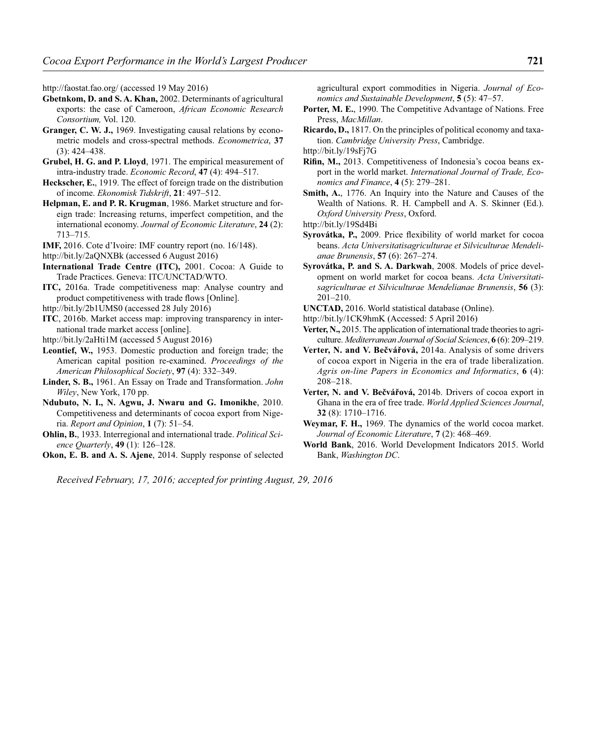http://faostat.fao.org/ (accessed 19 May 2016)

**Gbetnkom, D. and S. A. Khan,** 2002. Determinants of agricultural exports: the case of Cameroon, *African Economic Research Consortium,* Vol. 120.

**Granger, C. W. J.,** 1969. Investigating causal relations by econometric models and cross-spectral methods. *Econometrica*, **37** (3): 424–438.

**Grubel, H. G. and P. Lloyd**, 1971. The empirical measurement of intra-industry trade. *Economic Record*, **47** (4): 494–517.

**Heckscher, E.**, 1919. The effect of foreign trade on the distribution of income. *Ekonomisk Tidskrift*, **21**: 497–512.

**Helpman, E. and P. R. Krugman**, 1986. Market structure and foreign trade: Increasing returns, imperfect competition, and the international economy. *Journal of Economic Literature*, **24** (2): 713–715.

**IMF,** 2016. Cote d'Ivoire: IMF country report (no. 16/148).

http://bit.ly/2aQNXBk (accessed 6 August 2016)

**International Trade Centre (ITC),** 2001. Cocoa: A Guide to Trade Practices. Geneva: ITC/UNCTAD/WTO.

**ITC,** 2016a. Trade competitiveness map: Analyse country and product competitiveness with trade flows [Online].

http://bit.ly/2b1UMS0 (accessed 28 July 2016)

**ITC**, 2016b. Market access map: improving transparency in international trade market access [online].

http://bit.ly/2aHti1M (accessed 5 August 2016)

**Leontief, W.,** 1953. Domestic production and foreign trade; the American capital position re-examined. *Proceedings of the American Philosophical Society*, **97** (4): 332–349.

**Linder, S. B.,** 1961. An Essay on Trade and Transformation. *John Wiley*, New York, 170 pp.

**Ndubuto, N. I., N. Agwu, J. Nwaru and G. Imonikhe**, 2010. Competitiveness and determinants of cocoa export from Nigeria. *Report and Opinion*, **1** (7): 51–54.

**Ohlin, B.**, 1933. Interregional and international trade. *Political Science Quarterly*, **49** (1): 126–128.

**Okon, E. B. and A. S. Ajene**, 2014. Supply response of selected agricultural export commodities in Nigeria. *Journal of Economics and Sustainable Development*, **5** (5): 47–57.

**Porter, M. E.**, 1990. The Competitive Advantage of Nations. Free Press, *MacMillan*.

**Ricardo, D.,** 1817. On the principles of political economy and taxation. *Cambridge University Press*, Cambridge.

http://bit.ly/19sFj7G

**Rifin, M.,** 2013. Competitiveness of Indonesia's cocoa beans export in the world market. *International Journal of Trade, Economics and Finance*, **4** (5): 279–281.

**Smith, A.**, 1776. An Inquiry into the Nature and Causes of the Wealth of Nations. R. H. Campbell and A. S. Skinner (Ed.). *Oxford University Press*, Oxford.

http://bit.ly/19Sd4Bi

**Syrovátka, P.,** 2009. Price flexibility of world market for cocoa beans. *Acta Universitatisagriculturae et Silviculturae Mendelianae Brunensis*, **57** (6): 267–274.

**Syrovátka, P. and S. A. Darkwah**, 2008. Models of price development on world market for cocoa beans. *Acta Universitatisagriculturae et Silviculturae Mendelianae Brunensis*, **56** (3): 201–210.

**UNCTAD,** 2016. World statistical database (Online).

http://bit.ly/1CK9hmK (Accessed: 5 April 2016)

**Verter, N.,** 2015. The application of international trade theories to agriculture. *Mediterranean Journal of Social Sciences*, **6** (6): 209–219.

**Verter, N. and V. Bečvářová,** 2014a. Analysis of some drivers of cocoa export in Nigeria in the era of trade liberalization. *Agris on-line Papers in Economics and Informatics*, **6** (4): 208–218.

**Verter, N. and V. Bečvářová,** 2014b. Drivers of cocoa export in Ghana in the era of free trade. *World Applied Sciences Journal*, **32** (8): 1710–1716.

**Weymar, F. H.,** 1969. The dynamics of the world cocoa market. *Journal of Economic Literature*, **7** (2): 468–469.

**World Bank**, 2016. World Development Indicators 2015. World Bank, *Washington DC*.

*Received February, 17, 2016; accepted for printing August, 29, 2016*